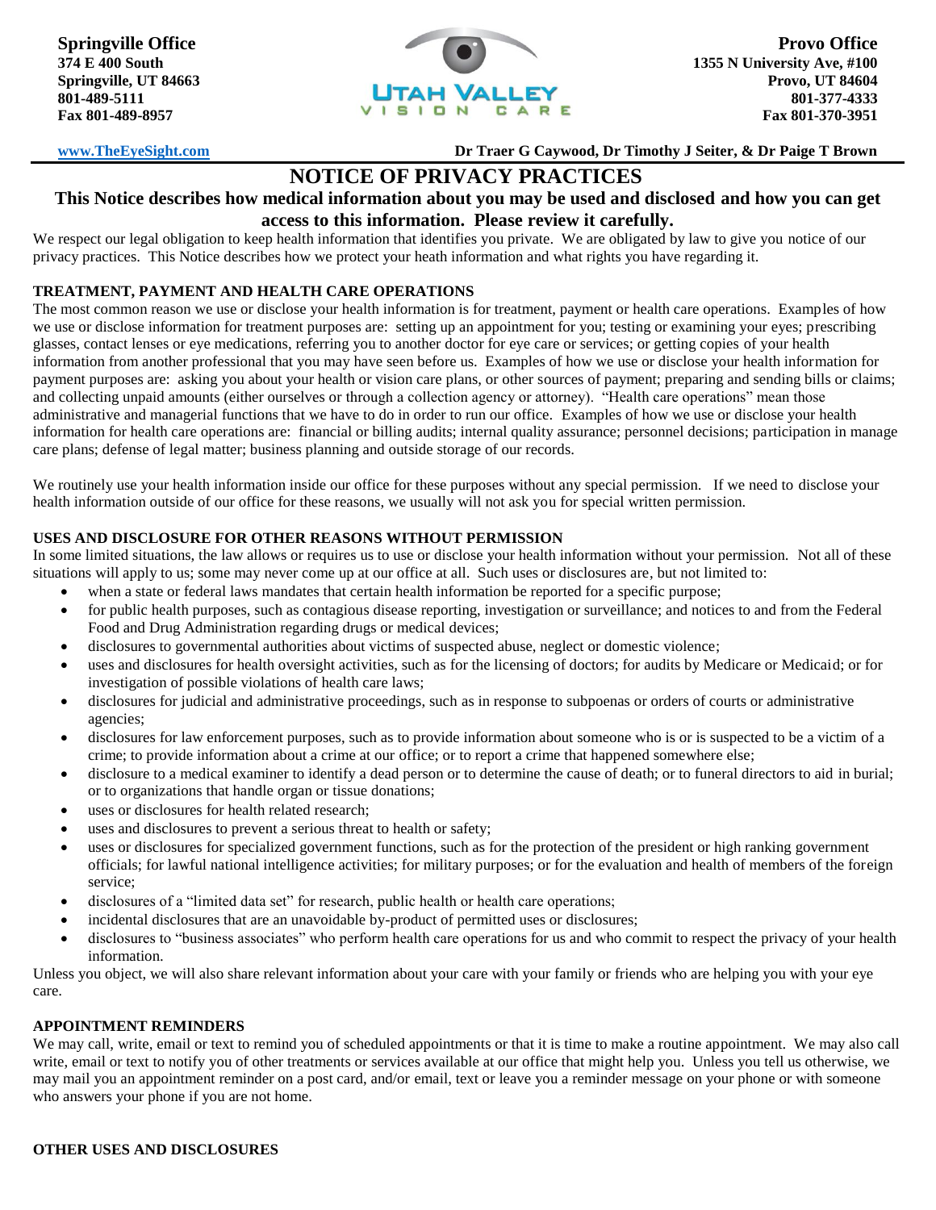**Springville Office**
**374 E 400 South**
**Springville, UT 84663**
**801-489-5111**
**Fax 801-489-8957**

UTAH VALLEY
VISION CARE

**Provo Office**
**1355 N University Ave, #100**
**Provo, UT 84604**
**801-377-4333**
**Fax 801-370-3951**

**www.TheEyeSight.com** **Dr Traer G Caywood, Dr Timothy J Seiter, & Dr Paige T Brown**

# NOTICE OF PRIVACY PRACTICES

## This Notice describes how medical information about you may be used and disclosed and how you can get access to this information. Please review it carefully.

We respect our legal obligation to keep health information that identifies you private. We are obligated by law to give you notice of our privacy practices. This Notice describes how we protect your heath information and what rights you have regarding it.

### TREATMENT, PAYMENT AND HEALTH CARE OPERATIONS

The most common reason we use or disclose your health information is for treatment, payment or health care operations. Examples of how we use or disclose information for treatment purposes are: setting up an appointment for you; testing or examining your eyes; prescribing glasses, contact lenses or eye medications, referring you to another doctor for eye care or services; or getting copies of your health information from another professional that you may have seen before us. Examples of how we use or disclose your health information for payment purposes are: asking you about your health or vision care plans, or other sources of payment; preparing and sending bills or claims; and collecting unpaid amounts (either ourselves or through a collection agency or attorney). "Health care operations" mean those administrative and managerial functions that we have to do in order to run our office. Examples of how we use or disclose your health information for health care operations are: financial or billing audits; internal quality assurance; personnel decisions; participation in manage care plans; defense of legal matter; business planning and outside storage of our records.

We routinely use your health information inside our office for these purposes without any special permission. If we need to disclose your health information outside of our office for these reasons, we usually will not ask you for special written permission.

### USES AND DISCLOSURE FOR OTHER REASONS WITHOUT PERMISSION

In some limited situations, the law allows or requires us to use or disclose your health information without your permission. Not all of these situations will apply to us; some may never come up at our office at all. Such uses or disclosures are, but not limited to:

- when a state or federal laws mandates that certain health information be reported for a specific purpose;
- for public health purposes, such as contagious disease reporting, investigation or surveillance; and notices to and from the Federal Food and Drug Administration regarding drugs or medical devices;
- disclosures to governmental authorities about victims of suspected abuse, neglect or domestic violence;
- uses and disclosures for health oversight activities, such as for the licensing of doctors; for audits by Medicare or Medicaid; or for investigation of possible violations of health care laws;
- disclosures for judicial and administrative proceedings, such as in response to subpoenas or orders of courts or administrative agencies;
- disclosures for law enforcement purposes, such as to provide information about someone who is or is suspected to be a victim of a crime; to provide information about a crime at our office; or to report a crime that happened somewhere else;
- disclosure to a medical examiner to identify a dead person or to determine the cause of death; or to funeral directors to aid in burial; or to organizations that handle organ or tissue donations;
- uses or disclosures for health related research;
- uses and disclosures to prevent a serious threat to health or safety;
- uses or disclosures for specialized government functions, such as for the protection of the president or high ranking government officials; for lawful national intelligence activities; for military purposes; or for the evaluation and health of members of the foreign service;
- disclosures of a "limited data set" for research, public health or health care operations;
- incidental disclosures that are an unavoidable by-product of permitted uses or disclosures;
- disclosures to "business associates" who perform health care operations for us and who commit to respect the privacy of your health information.

Unless you object, we will also share relevant information about your care with your family or friends who are helping you with your eye care.

### APPOINTMENT REMINDERS

We may call, write, email or text to remind you of scheduled appointments or that it is time to make a routine appointment. We may also call write, email or text to notify you of other treatments or services available at our office that might help you. Unless you tell us otherwise, we may mail you an appointment reminder on a post card, and/or email, text or leave you a reminder message on your phone or with someone who answers your phone if you are not home.

### OTHER USES AND DISCLOSURES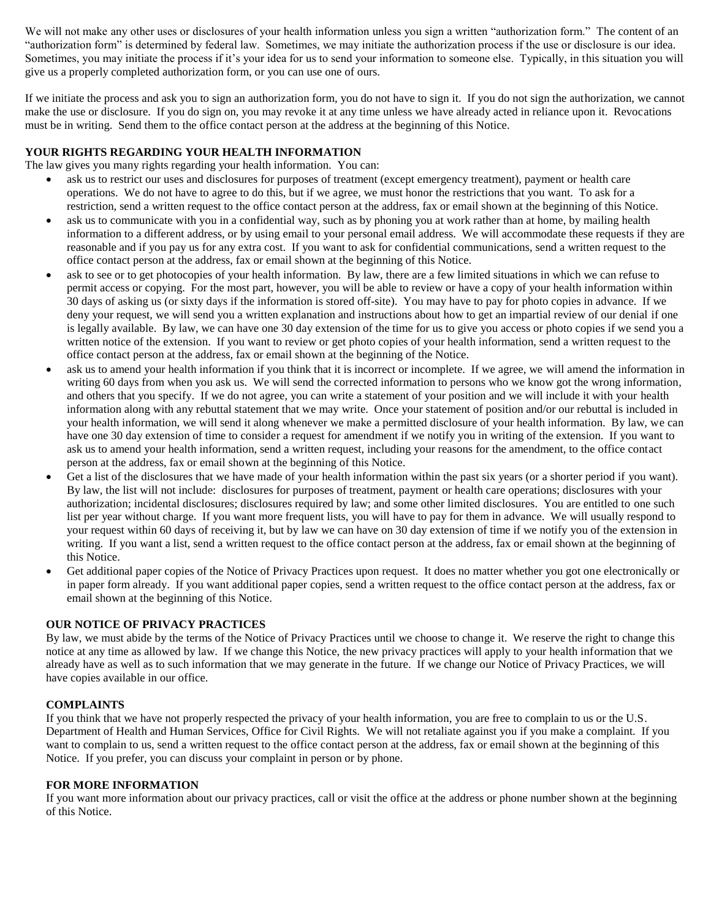We will not make any other uses or disclosures of your health information unless you sign a written "authorization form." The content of an "authorization form" is determined by federal law. Sometimes, we may initiate the authorization process if the use or disclosure is our idea. Sometimes, you may initiate the process if it's your idea for us to send your information to someone else. Typically, in this situation you will give us a properly completed authorization form, or you can use one of ours.

If we initiate the process and ask you to sign an authorization form, you do not have to sign it. If you do not sign the authorization, we cannot make the use or disclosure. If you do sign on, you may revoke it at any time unless we have already acted in reliance upon it. Revocations must be in writing. Send them to the office contact person at the address at the beginning of this Notice.

**YOUR RIGHTS REGARDING YOUR HEALTH INFORMATION**

The law gives you many rights regarding your health information. You can:

- ask us to restrict our uses and disclosures for purposes of treatment (except emergency treatment), payment or health care operations. We do not have to agree to do this, but if we agree, we must honor the restrictions that you want. To ask for a restriction, send a written request to the office contact person at the address, fax or email shown at the beginning of this Notice.
- ask us to communicate with you in a confidential way, such as by phoning you at work rather than at home, by mailing health information to a different address, or by using email to your personal email address. We will accommodate these requests if they are reasonable and if you pay us for any extra cost. If you want to ask for confidential communications, send a written request to the office contact person at the address, fax or email shown at the beginning of this Notice.
- ask to see or to get photocopies of your health information. By law, there are a few limited situations in which we can refuse to permit access or copying. For the most part, however, you will be able to review or have a copy of your health information within 30 days of asking us (or sixty days if the information is stored off-site). You may have to pay for photo copies in advance. If we deny your request, we will send you a written explanation and instructions about how to get an impartial review of our denial if one is legally available. By law, we can have one 30 day extension of the time for us to give you access or photo copies if we send you a written notice of the extension. If you want to review or get photo copies of your health information, send a written request to the office contact person at the address, fax or email shown at the beginning of the Notice.
- ask us to amend your health information if you think that it is incorrect or incomplete. If we agree, we will amend the information in writing 60 days from when you ask us. We will send the corrected information to persons who we know got the wrong information, and others that you specify. If we do not agree, you can write a statement of your position and we will include it with your health information along with any rebuttal statement that we may write. Once your statement of position and/or our rebuttal is included in your health information, we will send it along whenever we make a permitted disclosure of your health information. By law, we can have one 30 day extension of time to consider a request for amendment if we notify you in writing of the extension. If you want to ask us to amend your health information, send a written request, including your reasons for the amendment, to the office contact person at the address, fax or email shown at the beginning of this Notice.
- Get a list of the disclosures that we have made of your health information within the past six years (or a shorter period if you want). By law, the list will not include: disclosures for purposes of treatment, payment or health care operations; disclosures with your authorization; incidental disclosures; disclosures required by law; and some other limited disclosures. You are entitled to one such list per year without charge. If you want more frequent lists, you will have to pay for them in advance. We will usually respond to your request within 60 days of receiving it, but by law we can have on 30 day extension of time if we notify you of the extension in writing. If you want a list, send a written request to the office contact person at the address, fax or email shown at the beginning of this Notice.
- Get additional paper copies of the Notice of Privacy Practices upon request. It does no matter whether you got one electronically or in paper form already. If you want additional paper copies, send a written request to the office contact person at the address, fax or email shown at the beginning of this Notice.

**OUR NOTICE OF PRIVACY PRACTICES**

By law, we must abide by the terms of the Notice of Privacy Practices until we choose to change it. We reserve the right to change this notice at any time as allowed by law. If we change this Notice, the new privacy practices will apply to your health information that we already have as well as to such information that we may generate in the future. If we change our Notice of Privacy Practices, we will have copies available in our office.

**COMPLAINTS**

If you think that we have not properly respected the privacy of your health information, you are free to complain to us or the U.S. Department of Health and Human Services, Office for Civil Rights. We will not retaliate against you if you make a complaint. If you want to complain to us, send a written request to the office contact person at the address, fax or email shown at the beginning of this Notice. If you prefer, you can discuss your complaint in person or by phone.

**FOR MORE INFORMATION**

If you want more information about our privacy practices, call or visit the office at the address or phone number shown at the beginning of this Notice.